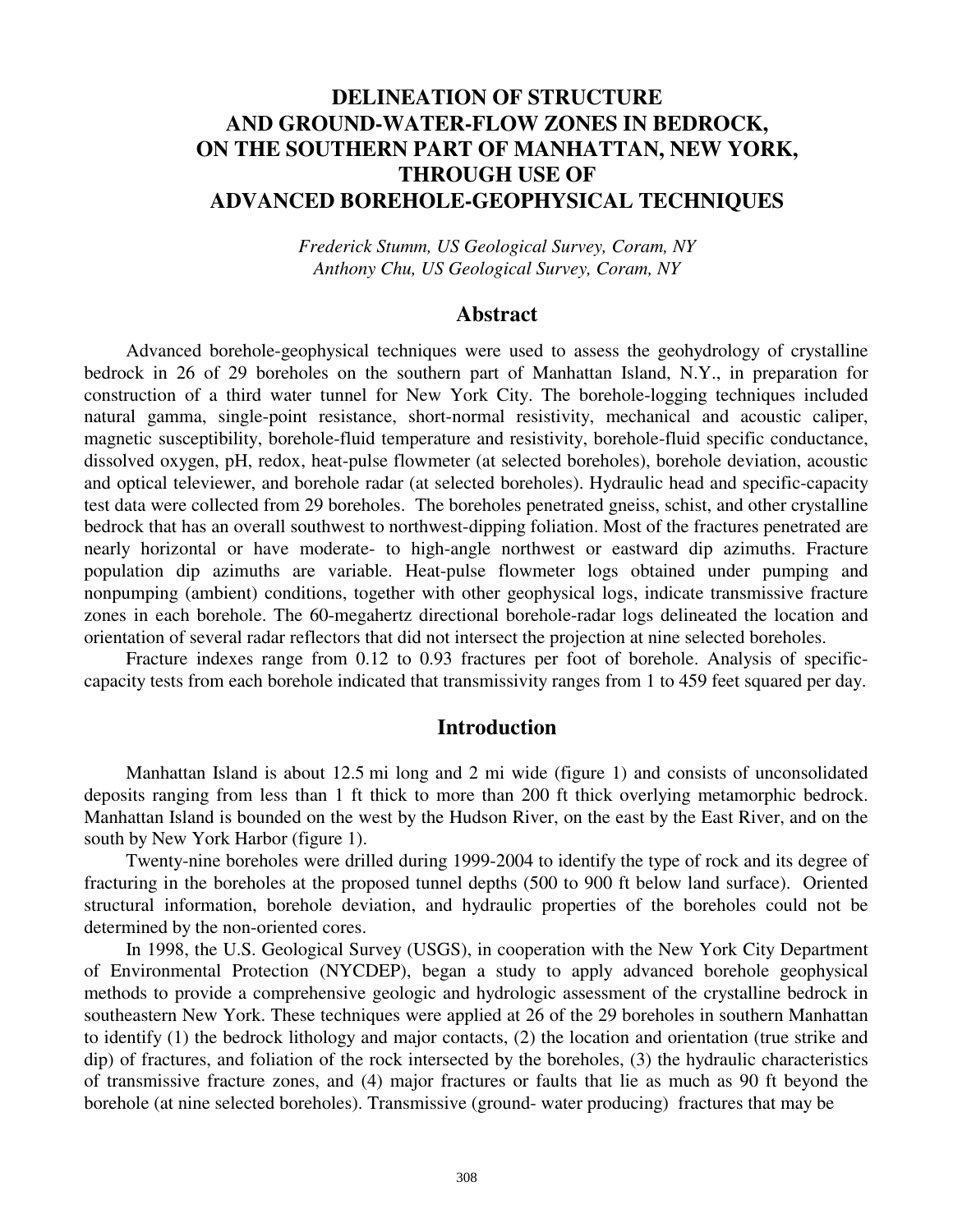# DELINEATION OF STRUCTURE AND GROUND-WATER-FLOW ZONES IN BEDROCK, ON THE SOUTHERN PART OF MANHATTAN, NEW YORK, THROUGH USE OF ADVANCED BOREHOLE-GEOPHYSICAL TECHNIQUES

*Frederick Stumm, US Geological Survey, Coram, NY*
*Anthony Chu, US Geological Survey, Coram, NY*

## Abstract

Advanced borehole-geophysical techniques were used to assess the geohydrology of crystalline bedrock in 26 of 29 boreholes on the southern part of Manhattan Island, N.Y., in preparation for construction of a third water tunnel for New York City. The borehole-logging techniques included natural gamma, single-point resistance, short-normal resistivity, mechanical and acoustic caliper, magnetic susceptibility, borehole-fluid temperature and resistivity, borehole-fluid specific conductance, dissolved oxygen, pH, redox, heat-pulse flowmeter (at selected boreholes), borehole deviation, acoustic and optical televiewer, and borehole radar (at selected boreholes). Hydraulic head and specific-capacity test data were collected from 29 boreholes. The boreholes penetrated gneiss, schist, and other crystalline bedrock that has an overall southwest to northwest-dipping foliation. Most of the fractures penetrated are nearly horizontal or have moderate- to high-angle northwest or eastward dip azimuths. Fracture population dip azimuths are variable. Heat-pulse flowmeter logs obtained under pumping and nonpumping (ambient) conditions, together with other geophysical logs, indicate transmissive fracture zones in each borehole. The 60-megahertz directional borehole-radar logs delineated the location and orientation of several radar reflectors that did not intersect the projection at nine selected boreholes.

Fracture indexes range from 0.12 to 0.93 fractures per foot of borehole. Analysis of specific-capacity tests from each borehole indicated that transmissivity ranges from 1 to 459 feet squared per day.

## Introduction

Manhattan Island is about 12.5 mi long and 2 mi wide (figure 1) and consists of unconsolidated deposits ranging from less than 1 ft thick to more than 200 ft thick overlying metamorphic bedrock. Manhattan Island is bounded on the west by the Hudson River, on the east by the East River, and on the south by New York Harbor (figure 1).

Twenty-nine boreholes were drilled during 1999-2004 to identify the type of rock and its degree of fracturing in the boreholes at the proposed tunnel depths (500 to 900 ft below land surface). Oriented structural information, borehole deviation, and hydraulic properties of the boreholes could not be determined by the non-oriented cores.

In 1998, the U.S. Geological Survey (USGS), in cooperation with the New York City Department of Environmental Protection (NYCDEP), began a study to apply advanced borehole geophysical methods to provide a comprehensive geologic and hydrologic assessment of the crystalline bedrock in southeastern New York. These techniques were applied at 26 of the 29 boreholes in southern Manhattan to identify (1) the bedrock lithology and major contacts, (2) the location and orientation (true strike and dip) of fractures, and foliation of the rock intersected by the boreholes, (3) the hydraulic characteristics of transmissive fracture zones, and (4) major fractures or faults that lie as much as 90 ft beyond the borehole (at nine selected boreholes). Transmissive (ground- water producing) fractures that may be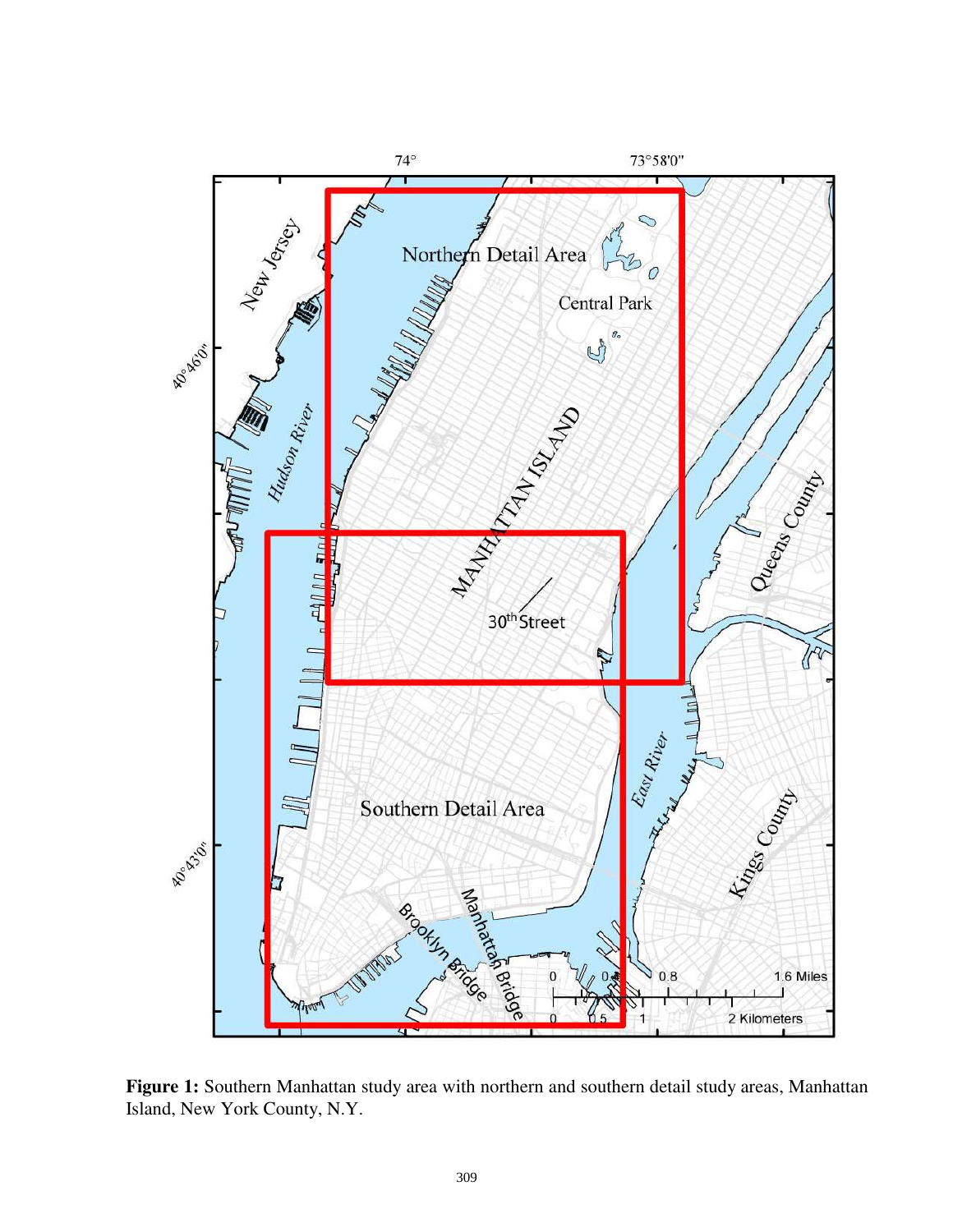**Figure 1:** Southern Manhattan study area with northern and southern detail study areas, Manhattan Island, New York County, N.Y.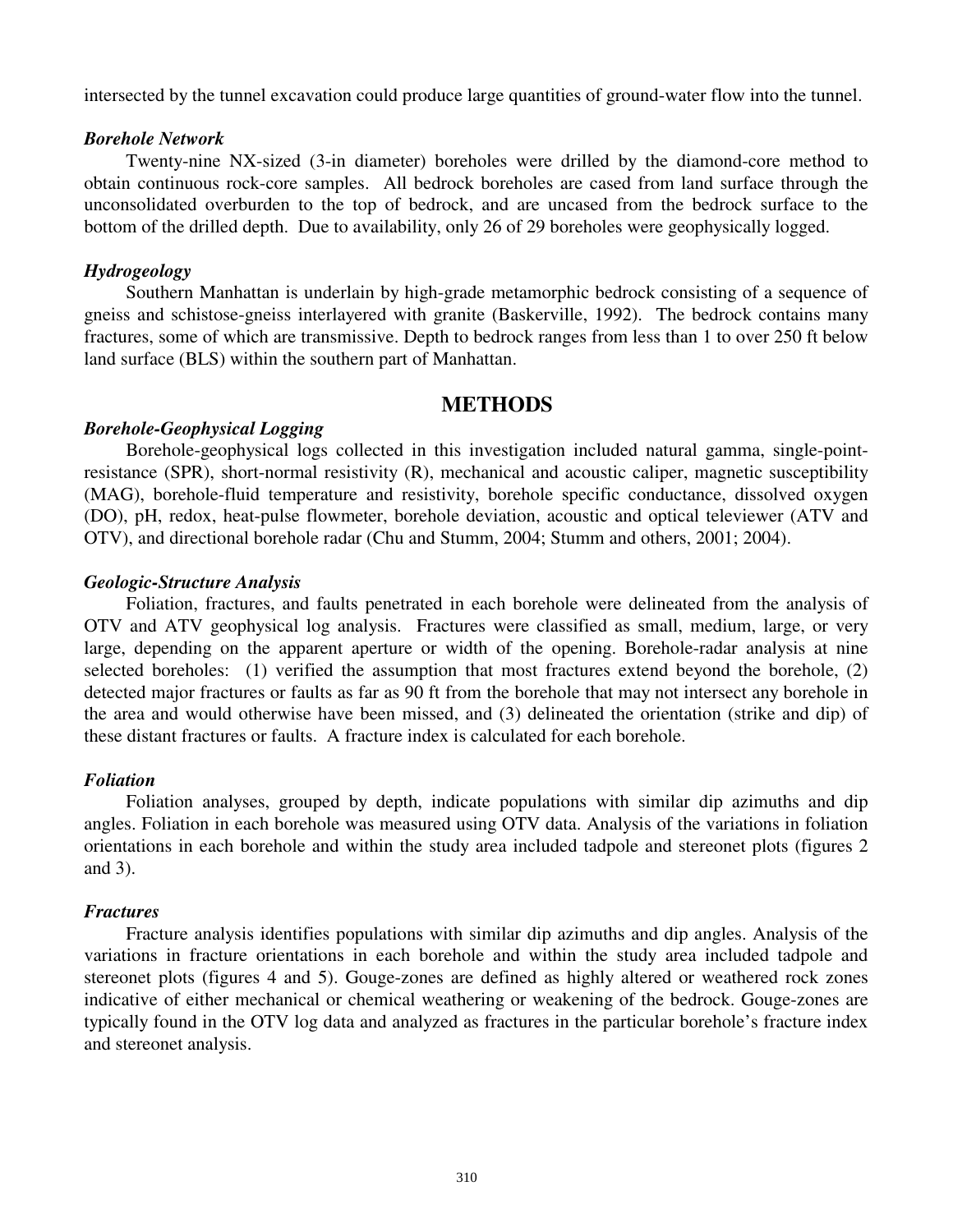intersected by the tunnel excavation could produce large quantities of ground-water flow into the tunnel.

### *Borehole Network*

Twenty-nine NX-sized (3-in diameter) boreholes were drilled by the diamond-core method to obtain continuous rock-core samples. All bedrock boreholes are cased from land surface through the unconsolidated overburden to the top of bedrock, and are uncased from the bedrock surface to the bottom of the drilled depth. Due to availability, only 26 of 29 boreholes were geophysically logged.

### *Hydrogeology*

Southern Manhattan is underlain by high-grade metamorphic bedrock consisting of a sequence of gneiss and schistose-gneiss interlayered with granite (Baskerville, 1992). The bedrock contains many fractures, some of which are transmissive. Depth to bedrock ranges from less than 1 to over 250 ft below land surface (BLS) within the southern part of Manhattan.

## METHODS

### *Borehole-Geophysical Logging*

Borehole-geophysical logs collected in this investigation included natural gamma, single-point-resistance (SPR), short-normal resistivity (R), mechanical and acoustic caliper, magnetic susceptibility (MAG), borehole-fluid temperature and resistivity, borehole specific conductance, dissolved oxygen (DO), pH, redox, heat-pulse flowmeter, borehole deviation, acoustic and optical televiewer (ATV and OTV), and directional borehole radar (Chu and Stumm, 2004; Stumm and others, 2001; 2004).

### *Geologic-Structure Analysis*

Foliation, fractures, and faults penetrated in each borehole were delineated from the analysis of OTV and ATV geophysical log analysis. Fractures were classified as small, medium, large, or very large, depending on the apparent aperture or width of the opening. Borehole-radar analysis at nine selected boreholes: (1) verified the assumption that most fractures extend beyond the borehole, (2) detected major fractures or faults as far as 90 ft from the borehole that may not intersect any borehole in the area and would otherwise have been missed, and (3) delineated the orientation (strike and dip) of these distant fractures or faults. A fracture index is calculated for each borehole.

### *Foliation*

Foliation analyses, grouped by depth, indicate populations with similar dip azimuths and dip angles. Foliation in each borehole was measured using OTV data. Analysis of the variations in foliation orientations in each borehole and within the study area included tadpole and stereonet plots (figures 2 and 3).

### *Fractures*

Fracture analysis identifies populations with similar dip azimuths and dip angles. Analysis of the variations in fracture orientations in each borehole and within the study area included tadpole and stereonet plots (figures 4 and 5). Gouge-zones are defined as highly altered or weathered rock zones indicative of either mechanical or chemical weathering or weakening of the bedrock. Gouge-zones are typically found in the OTV log data and analyzed as fractures in the particular borehole's fracture index and stereonet analysis.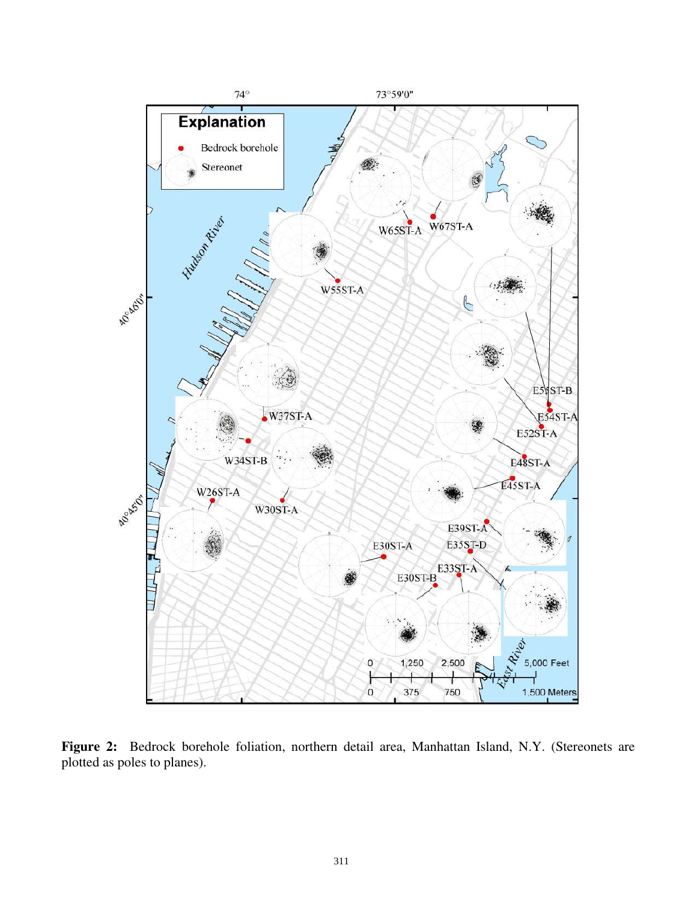**Figure 2:** Bedrock borehole foliation, northern detail area, Manhattan Island, N.Y. (Stereonets are plotted as poles to planes).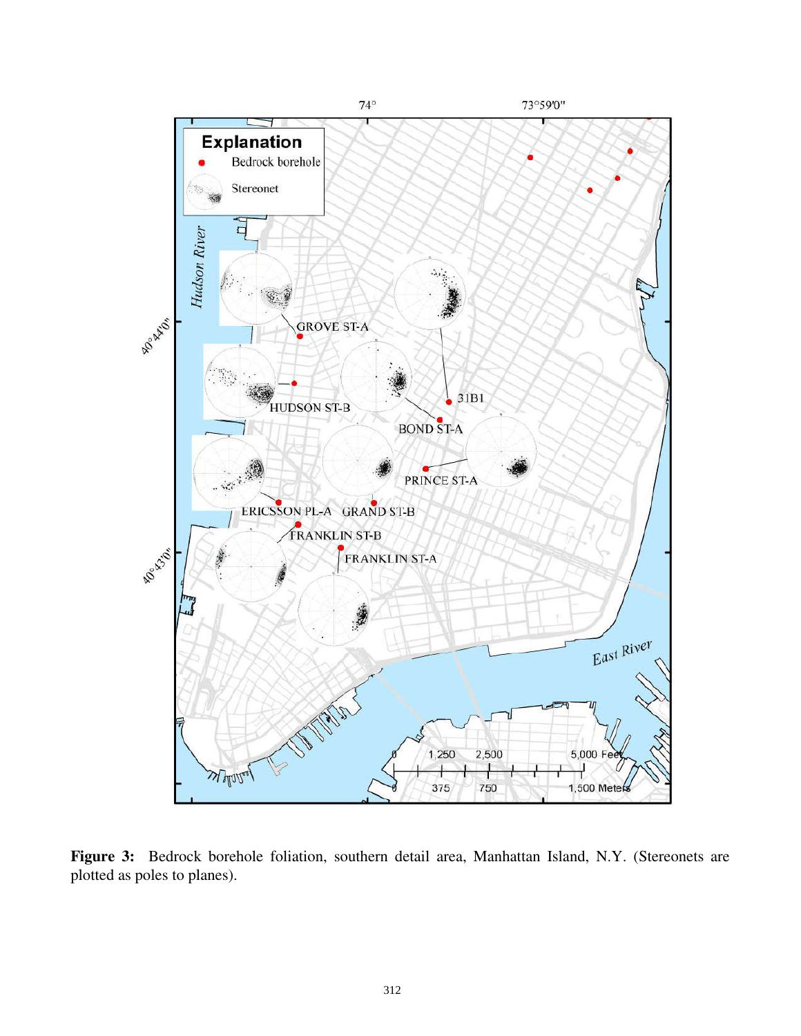**Figure 3:** Bedrock borehole foliation, southern detail area, Manhattan Island, N.Y. (Stereonets are plotted as poles to planes).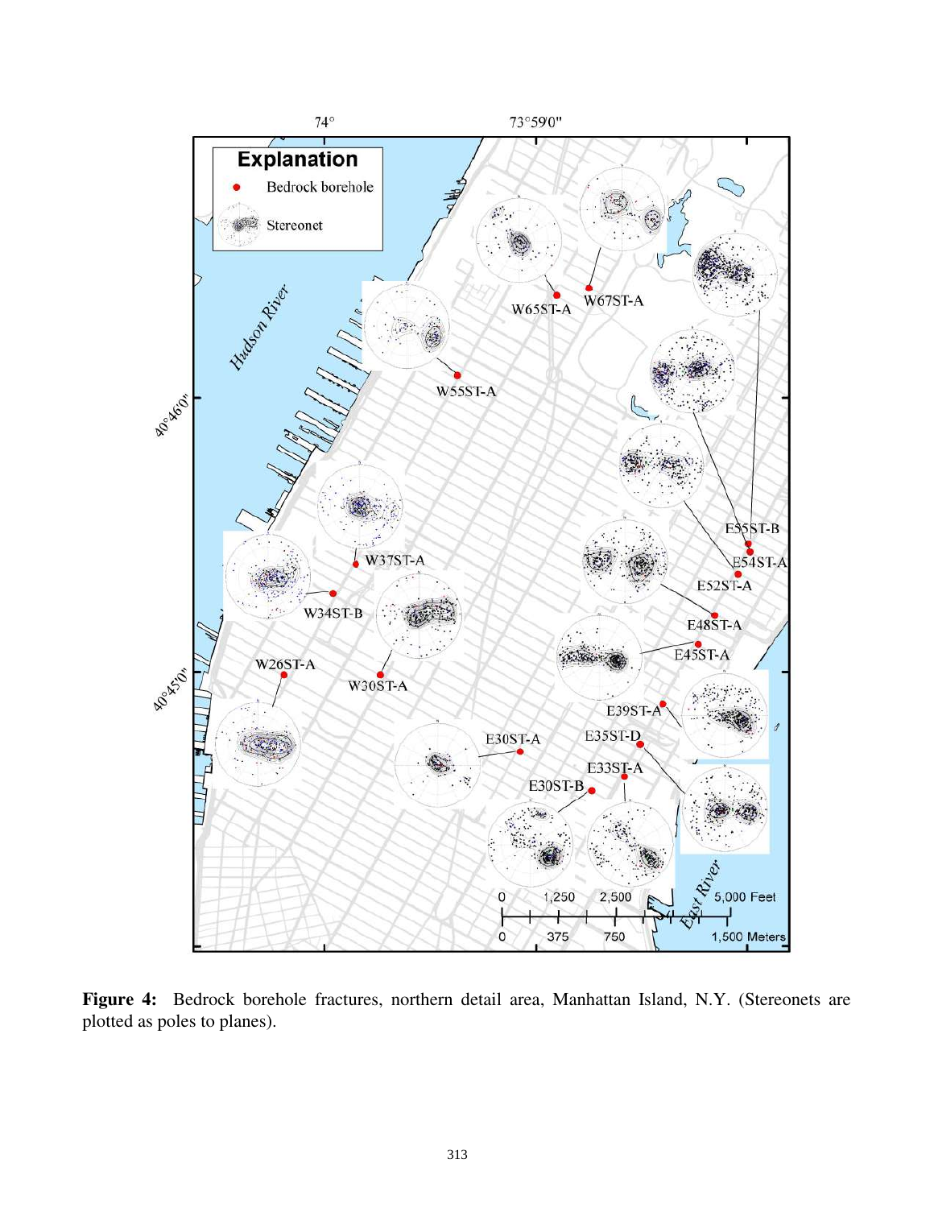**Figure 4:** Bedrock borehole fractures, northern detail area, Manhattan Island, N.Y. (Stereonets are plotted as poles to planes).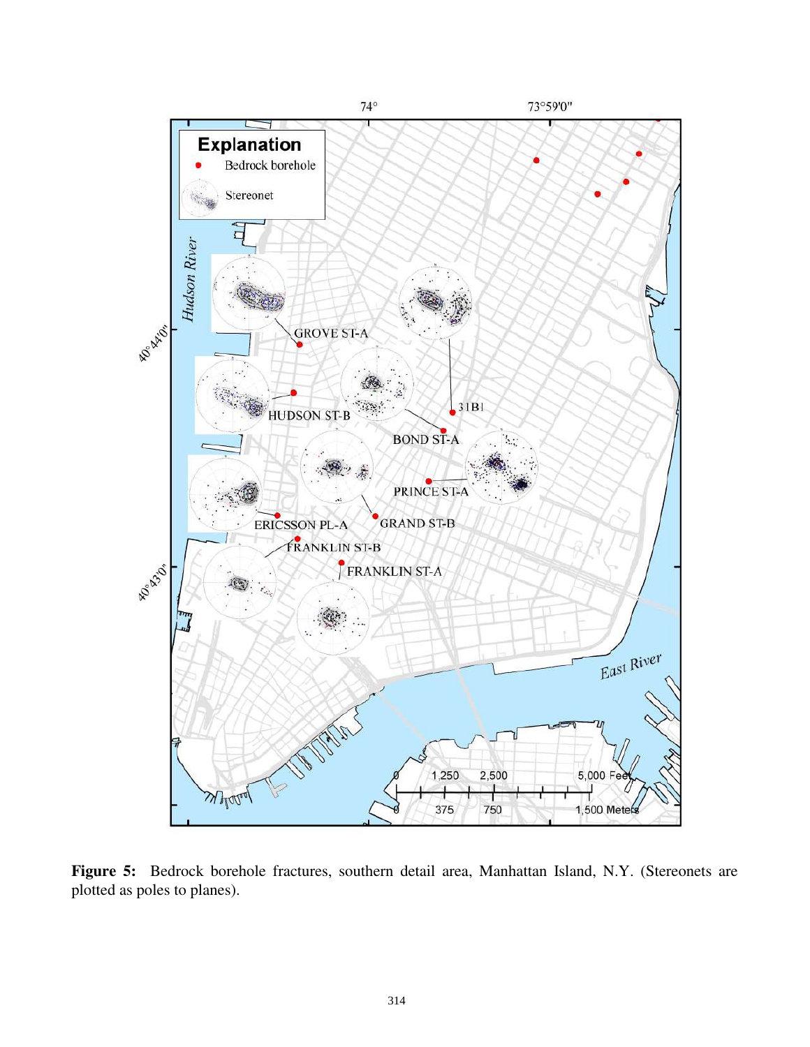**Figure 5:** Bedrock borehole fractures, southern detail area, Manhattan Island, N.Y. (Stereonets are plotted as poles to planes).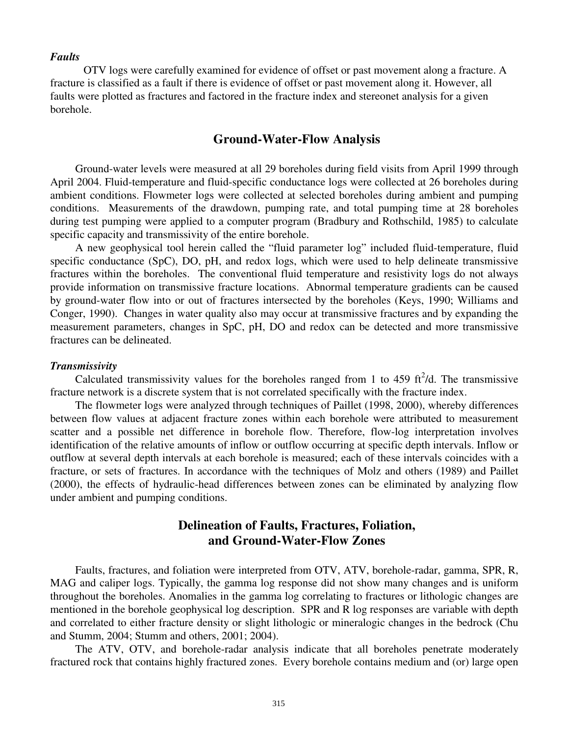***Faults***

OTV logs were carefully examined for evidence of offset or past movement along a fracture. A fracture is classified as a fault if there is evidence of offset or past movement along it. However, all faults were plotted as fractures and factored in the fracture index and stereonet analysis for a given borehole.

## Ground-Water-Flow Analysis

Ground-water levels were measured at all 29 boreholes during field visits from April 1999 through April 2004. Fluid-temperature and fluid-specific conductance logs were collected at 26 boreholes during ambient conditions. Flowmeter logs were collected at selected boreholes during ambient and pumping conditions. Measurements of the drawdown, pumping rate, and total pumping time at 28 boreholes during test pumping were applied to a computer program (Bradbury and Rothschild, 1985) to calculate specific capacity and transmissivity of the entire borehole.

A new geophysical tool herein called the "fluid parameter log" included fluid-temperature, fluid specific conductance (SpC), DO, pH, and redox logs, which were used to help delineate transmissive fractures within the boreholes. The conventional fluid temperature and resistivity logs do not always provide information on transmissive fracture locations. Abnormal temperature gradients can be caused by ground-water flow into or out of fractures intersected by the boreholes (Keys, 1990; Williams and Conger, 1990). Changes in water quality also may occur at transmissive fractures and by expanding the measurement parameters, changes in SpC, pH, DO and redox can be detected and more transmissive fractures can be delineated.

***Transmissivity***

Calculated transmissivity values for the boreholes ranged from 1 to 459 $ft^2/d$. The transmissive fracture network is a discrete system that is not correlated specifically with the fracture index.

The flowmeter logs were analyzed through techniques of Paillet (1998, 2000), whereby differences between flow values at adjacent fracture zones within each borehole were attributed to measurement scatter and a possible net difference in borehole flow. Therefore, flow-log interpretation involves identification of the relative amounts of inflow or outflow occurring at specific depth intervals. Inflow or outflow at several depth intervals at each borehole is measured; each of these intervals coincides with a fracture, or sets of fractures. In accordance with the techniques of Molz and others (1989) and Paillet (2000), the effects of hydraulic-head differences between zones can be eliminated by analyzing flow under ambient and pumping conditions.

## Delineation of Faults, Fractures, Foliation, and Ground-Water-Flow Zones

Faults, fractures, and foliation were interpreted from OTV, ATV, borehole-radar, gamma, SPR, R, MAG and caliper logs. Typically, the gamma log response did not show many changes and is uniform throughout the boreholes. Anomalies in the gamma log correlating to fractures or lithologic changes are mentioned in the borehole geophysical log description. SPR and R log responses are variable with depth and correlated to either fracture density or slight lithologic or mineralogic changes in the bedrock (Chu and Stumm, 2004; Stumm and others, 2001; 2004).

The ATV, OTV, and borehole-radar analysis indicate that all boreholes penetrate moderately fractured rock that contains highly fractured zones. Every borehole contains medium and (or) large open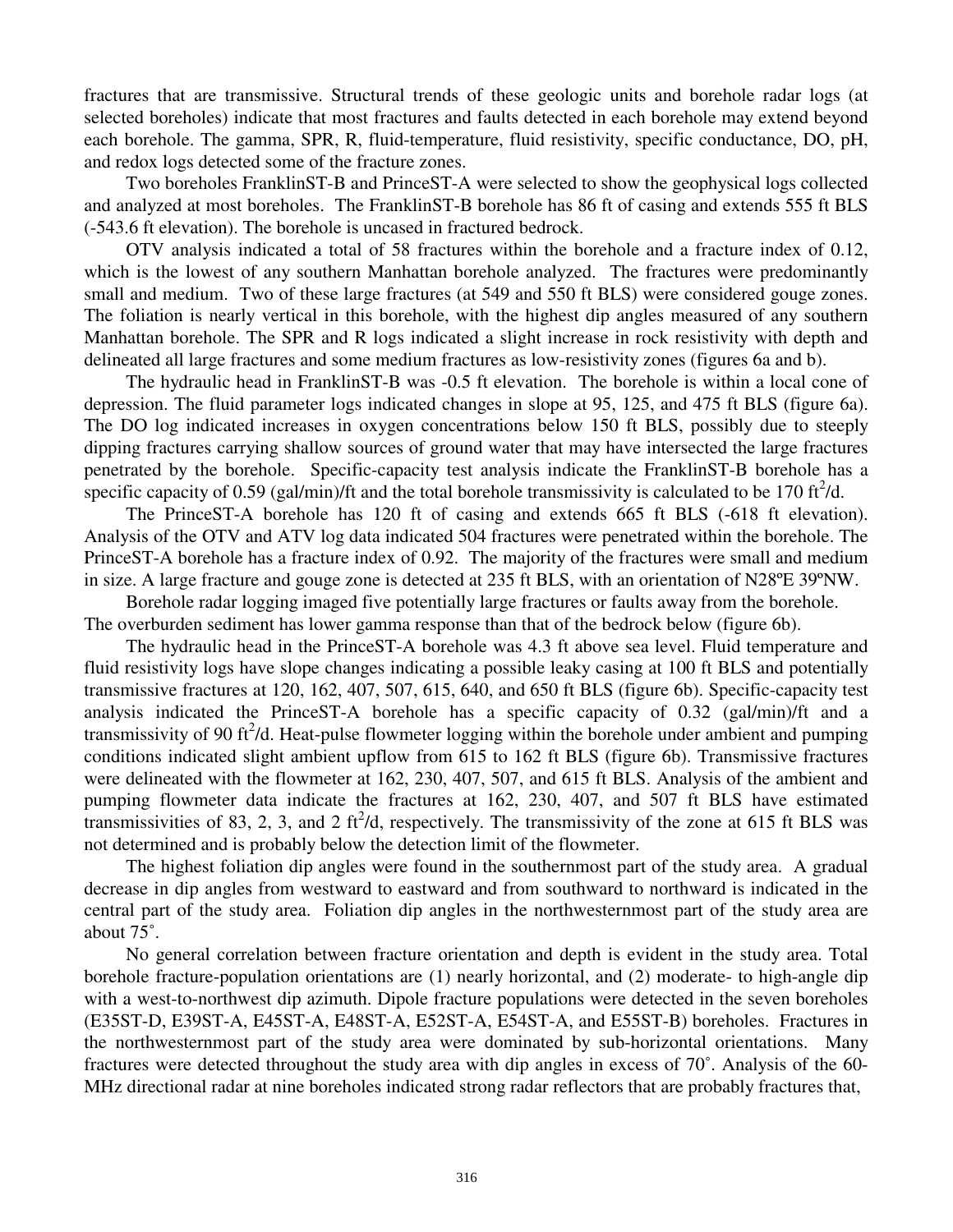fractures that are transmissive. Structural trends of these geologic units and borehole radar logs (at selected boreholes) indicate that most fractures and faults detected in each borehole may extend beyond each borehole. The gamma, SPR, R, fluid-temperature, fluid resistivity, specific conductance, DO, pH, and redox logs detected some of the fracture zones.

Two boreholes FranklinST-B and PrinceST-A were selected to show the geophysical logs collected and analyzed at most boreholes. The FranklinST-B borehole has 86 ft of casing and extends 555 ft BLS (-543.6 ft elevation). The borehole is uncased in fractured bedrock.

OTV analysis indicated a total of 58 fractures within the borehole and a fracture index of 0.12, which is the lowest of any southern Manhattan borehole analyzed. The fractures were predominantly small and medium. Two of these large fractures (at 549 and 550 ft BLS) were considered gouge zones. The foliation is nearly vertical in this borehole, with the highest dip angles measured of any southern Manhattan borehole. The SPR and R logs indicated a slight increase in rock resistivity with depth and delineated all large fractures and some medium fractures as low-resistivity zones (figures 6a and b).

The hydraulic head in FranklinST-B was -0.5 ft elevation. The borehole is within a local cone of depression. The fluid parameter logs indicated changes in slope at 95, 125, and 475 ft BLS (figure 6a). The DO log indicated increases in oxygen concentrations below 150 ft BLS, possibly due to steeply dipping fractures carrying shallow sources of ground water that may have intersected the large fractures penetrated by the borehole. Specific-capacity test analysis indicate the FranklinST-B borehole has a specific capacity of 0.59 (gal/min)/ft and the total borehole transmissivity is calculated to be 170 $ft^2$/d.

The PrinceST-A borehole has 120 ft of casing and extends 665 ft BLS (-618 ft elevation). Analysis of the OTV and ATV log data indicated 504 fractures were penetrated within the borehole. The PrinceST-A borehole has a fracture index of 0.92. The majority of the fractures were small and medium in size. A large fracture and gouge zone is detected at 235 ft BLS, with an orientation of N28ºE 39ºNW.

Borehole radar logging imaged five potentially large fractures or faults away from the borehole. The overburden sediment has lower gamma response than that of the bedrock below (figure 6b).

The hydraulic head in the PrinceST-A borehole was 4.3 ft above sea level. Fluid temperature and fluid resistivity logs have slope changes indicating a possible leaky casing at 100 ft BLS and potentially transmissive fractures at 120, 162, 407, 507, 615, 640, and 650 ft BLS (figure 6b). Specific-capacity test analysis indicated the PrinceST-A borehole has a specific capacity of 0.32 (gal/min)/ft and a transmissivity of 90 $ft^2$/d. Heat-pulse flowmeter logging within the borehole under ambient and pumping conditions indicated slight ambient upflow from 615 to 162 ft BLS (figure 6b). Transmissive fractures were delineated with the flowmeter at 162, 230, 407, 507, and 615 ft BLS. Analysis of the ambient and pumping flowmeter data indicate the fractures at 162, 230, 407, and 507 ft BLS have estimated transmissivities of 83, 2, 3, and 2 $ft^2$/d, respectively. The transmissivity of the zone at 615 ft BLS was not determined and is probably below the detection limit of the flowmeter.

The highest foliation dip angles were found in the southernmost part of the study area. A gradual decrease in dip angles from westward to eastward and from southward to northward is indicated in the central part of the study area. Foliation dip angles in the northwesternmost part of the study area are about 75˚.

No general correlation between fracture orientation and depth is evident in the study area. Total borehole fracture-population orientations are (1) nearly horizontal, and (2) moderate- to high-angle dip with a west-to-northwest dip azimuth. Dipole fracture populations were detected in the seven boreholes (E35ST-D, E39ST-A, E45ST-A, E48ST-A, E52ST-A, E54ST-A, and E55ST-B) boreholes. Fractures in the northwesternmost part of the study area were dominated by sub-horizontal orientations. Many fractures were detected throughout the study area with dip angles in excess of 70˚. Analysis of the 60-MHz directional radar at nine boreholes indicated strong radar reflectors that are probably fractures that,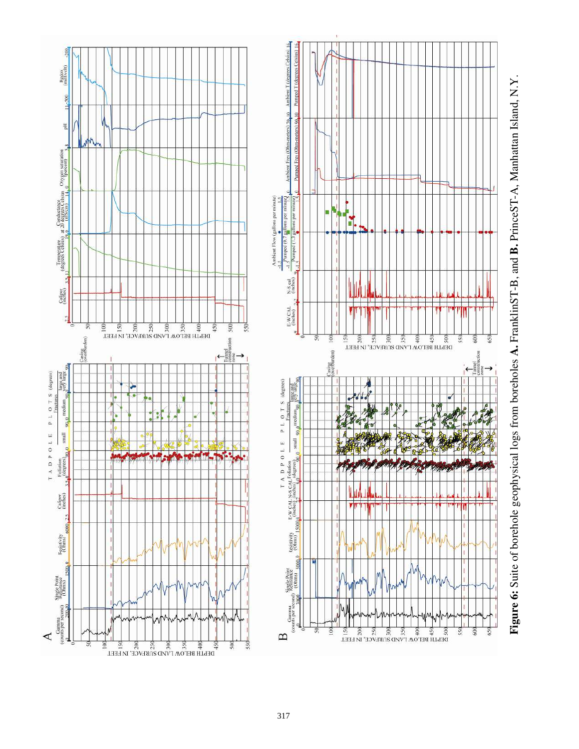**Figure 6:** Suite of borehole geophysical logs from boreholes **A.** FranklinST-B, and **B.** PrinceST-A, Manhattan Island, N.Y.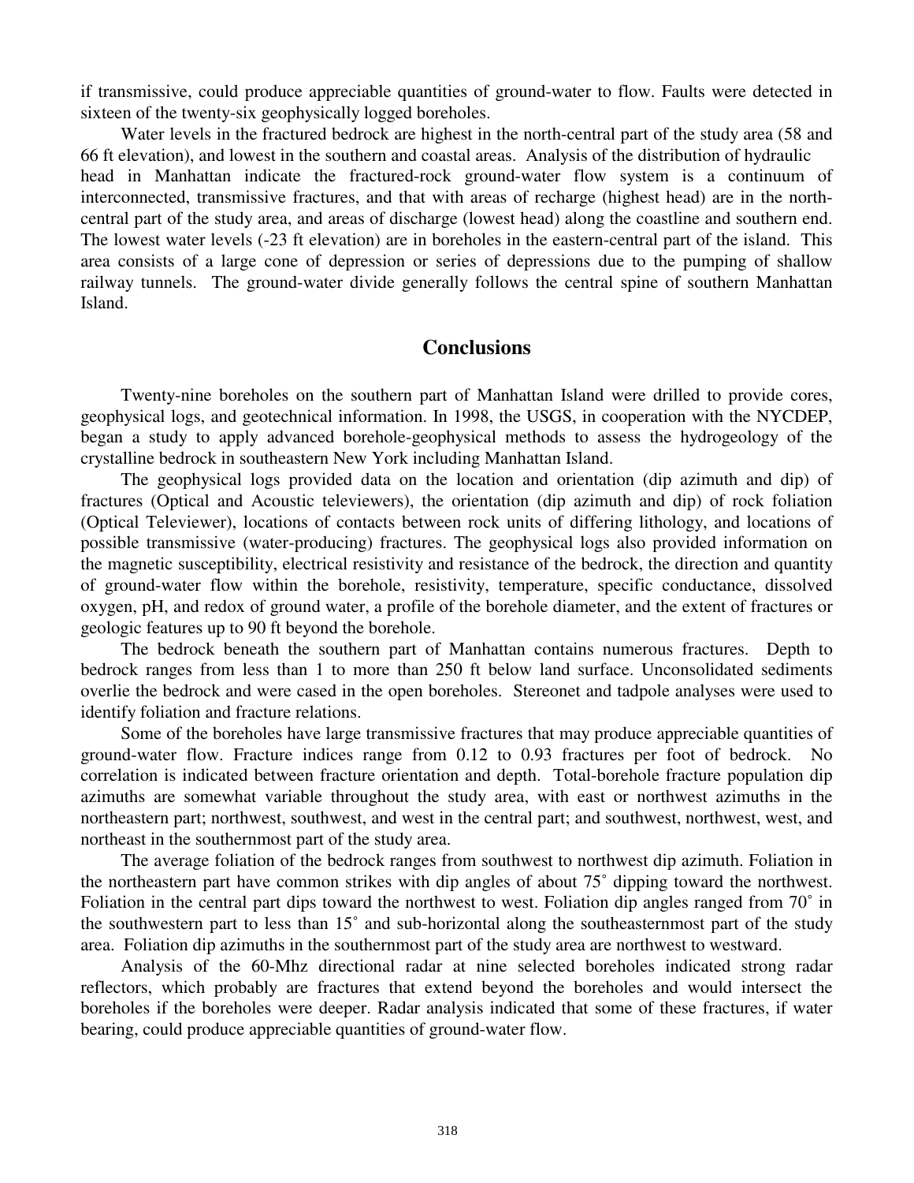if transmissive, could produce appreciable quantities of ground-water to flow. Faults were detected in sixteen of the twenty-six geophysically logged boreholes.

Water levels in the fractured bedrock are highest in the north-central part of the study area (58 and 66 ft elevation), and lowest in the southern and coastal areas. Analysis of the distribution of hydraulic head in Manhattan indicate the fractured-rock ground-water flow system is a continuum of interconnected, transmissive fractures, and that with areas of recharge (highest head) are in the north-central part of the study area, and areas of discharge (lowest head) along the coastline and southern end. The lowest water levels (-23 ft elevation) are in boreholes in the eastern-central part of the island. This area consists of a large cone of depression or series of depressions due to the pumping of shallow railway tunnels. The ground-water divide generally follows the central spine of southern Manhattan Island.

## Conclusions

Twenty-nine boreholes on the southern part of Manhattan Island were drilled to provide cores, geophysical logs, and geotechnical information. In 1998, the USGS, in cooperation with the NYCDEP, began a study to apply advanced borehole-geophysical methods to assess the hydrogeology of the crystalline bedrock in southeastern New York including Manhattan Island.

The geophysical logs provided data on the location and orientation (dip azimuth and dip) of fractures (Optical and Acoustic televiewers), the orientation (dip azimuth and dip) of rock foliation (Optical Televiewer), locations of contacts between rock units of differing lithology, and locations of possible transmissive (water-producing) fractures. The geophysical logs also provided information on the magnetic susceptibility, electrical resistivity and resistance of the bedrock, the direction and quantity of ground-water flow within the borehole, resistivity, temperature, specific conductance, dissolved oxygen, pH, and redox of ground water, a profile of the borehole diameter, and the extent of fractures or geologic features up to 90 ft beyond the borehole.

The bedrock beneath the southern part of Manhattan contains numerous fractures. Depth to bedrock ranges from less than 1 to more than 250 ft below land surface. Unconsolidated sediments overlie the bedrock and were cased in the open boreholes. Stereonet and tadpole analyses were used to identify foliation and fracture relations.

Some of the boreholes have large transmissive fractures that may produce appreciable quantities of ground-water flow. Fracture indices range from 0.12 to 0.93 fractures per foot of bedrock. No correlation is indicated between fracture orientation and depth. Total-borehole fracture population dip azimuths are somewhat variable throughout the study area, with east or northwest azimuths in the northeastern part; northwest, southwest, and west in the central part; and southwest, northwest, west, and northeast in the southernmost part of the study area.

The average foliation of the bedrock ranges from southwest to northwest dip azimuth. Foliation in the northeastern part have common strikes with dip angles of about 75˚ dipping toward the northwest. Foliation in the central part dips toward the northwest to west. Foliation dip angles ranged from 70˚ in the southwestern part to less than 15˚ and sub-horizontal along the southeasternmost part of the study area. Foliation dip azimuths in the southernmost part of the study area are northwest to westward.

Analysis of the 60-Mhz directional radar at nine selected boreholes indicated strong radar reflectors, which probably are fractures that extend beyond the boreholes and would intersect the boreholes if the boreholes were deeper. Radar analysis indicated that some of these fractures, if water bearing, could produce appreciable quantities of ground-water flow.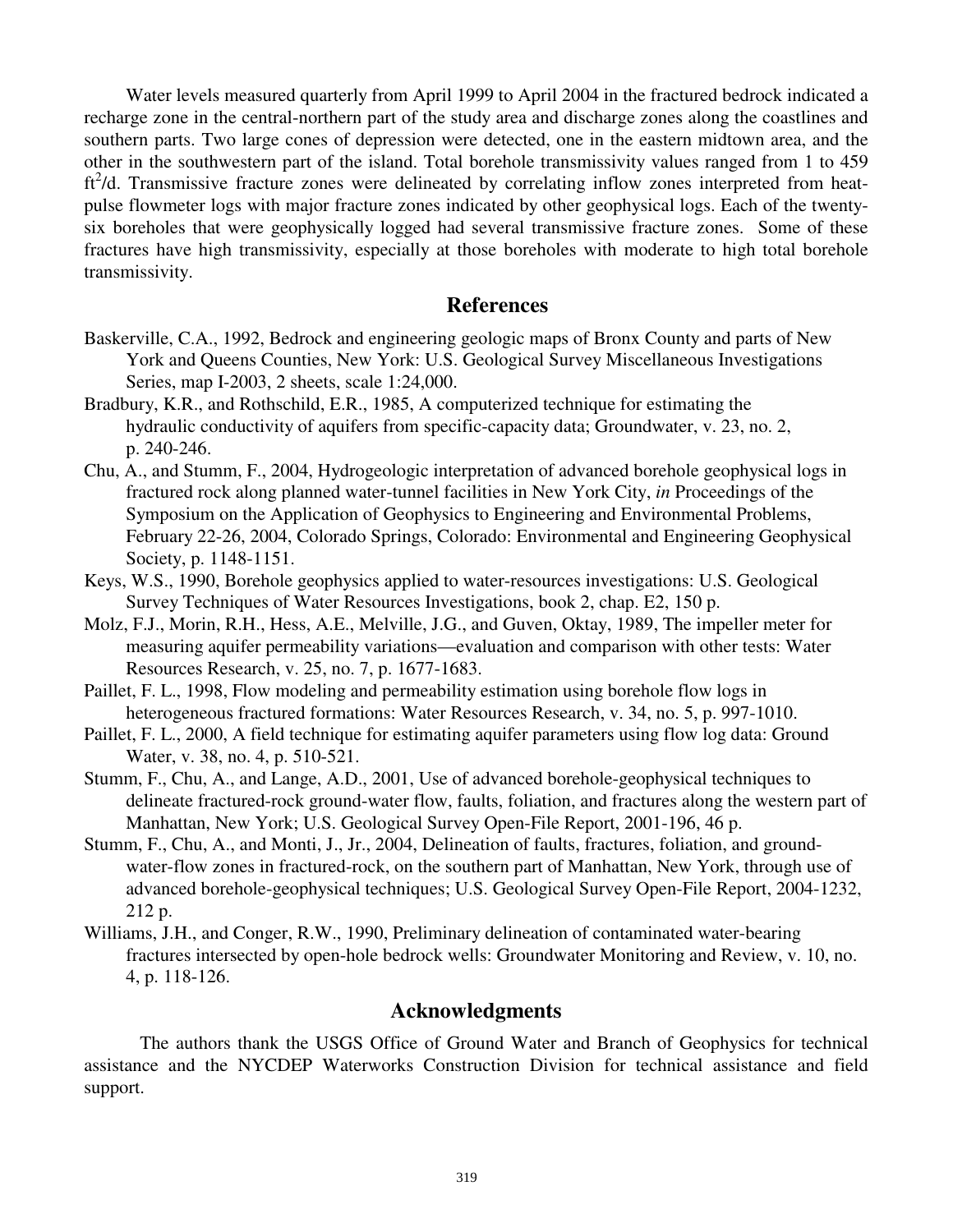Water levels measured quarterly from April 1999 to April 2004 in the fractured bedrock indicated a recharge zone in the central-northern part of the study area and discharge zones along the coastlines and southern parts. Two large cones of depression were detected, one in the eastern midtown area, and the other in the southwestern part of the island. Total borehole transmissivity values ranged from 1 to 459 $ft^2/d$. Transmissive fracture zones were delineated by correlating inflow zones interpreted from heat-pulse flowmeter logs with major fracture zones indicated by other geophysical logs. Each of the twenty-six boreholes that were geophysically logged had several transmissive fracture zones. Some of these fractures have high transmissivity, especially at those boreholes with moderate to high total borehole transmissivity.

## References

Baskerville, C.A., 1992, Bedrock and engineering geologic maps of Bronx County and parts of New York and Queens Counties, New York: U.S. Geological Survey Miscellaneous Investigations Series, map I-2003, 2 sheets, scale 1:24,000.

Bradbury, K.R., and Rothschild, E.R., 1985, A computerized technique for estimating the hydraulic conductivity of aquifers from specific-capacity data; Groundwater, v. 23, no. 2, p. 240-246.

Chu, A., and Stumm, F., 2004, Hydrogeologic interpretation of advanced borehole geophysical logs in fractured rock along planned water-tunnel facilities in New York City, *in* Proceedings of the Symposium on the Application of Geophysics to Engineering and Environmental Problems, February 22-26, 2004, Colorado Springs, Colorado: Environmental and Engineering Geophysical Society, p. 1148-1151.

Keys, W.S., 1990, Borehole geophysics applied to water-resources investigations: U.S. Geological Survey Techniques of Water Resources Investigations, book 2, chap. E2, 150 p.

Molz, F.J., Morin, R.H., Hess, A.E., Melville, J.G., and Guven, Oktay, 1989, The impeller meter for measuring aquifer permeability variations—evaluation and comparison with other tests: Water Resources Research, v. 25, no. 7, p. 1677-1683.

Paillet, F. L., 1998, Flow modeling and permeability estimation using borehole flow logs in heterogeneous fractured formations: Water Resources Research, v. 34, no. 5, p. 997-1010.

Paillet, F. L., 2000, A field technique for estimating aquifer parameters using flow log data: Ground Water, v. 38, no. 4, p. 510-521.

Stumm, F., Chu, A., and Lange, A.D., 2001, Use of advanced borehole-geophysical techniques to delineate fractured-rock ground-water flow, faults, foliation, and fractures along the western part of Manhattan, New York; U.S. Geological Survey Open-File Report, 2001-196, 46 p.

Stumm, F., Chu, A., and Monti, J., Jr., 2004, Delineation of faults, fractures, foliation, and ground-water-flow zones in fractured-rock, on the southern part of Manhattan, New York, through use of advanced borehole-geophysical techniques; U.S. Geological Survey Open-File Report, 2004-1232, 212 p.

Williams, J.H., and Conger, R.W., 1990, Preliminary delineation of contaminated water-bearing fractures intersected by open-hole bedrock wells: Groundwater Monitoring and Review, v. 10, no. 4, p. 118-126.

## Acknowledgments

The authors thank the USGS Office of Ground Water and Branch of Geophysics for technical assistance and the NYCDEP Waterworks Construction Division for technical assistance and field support.